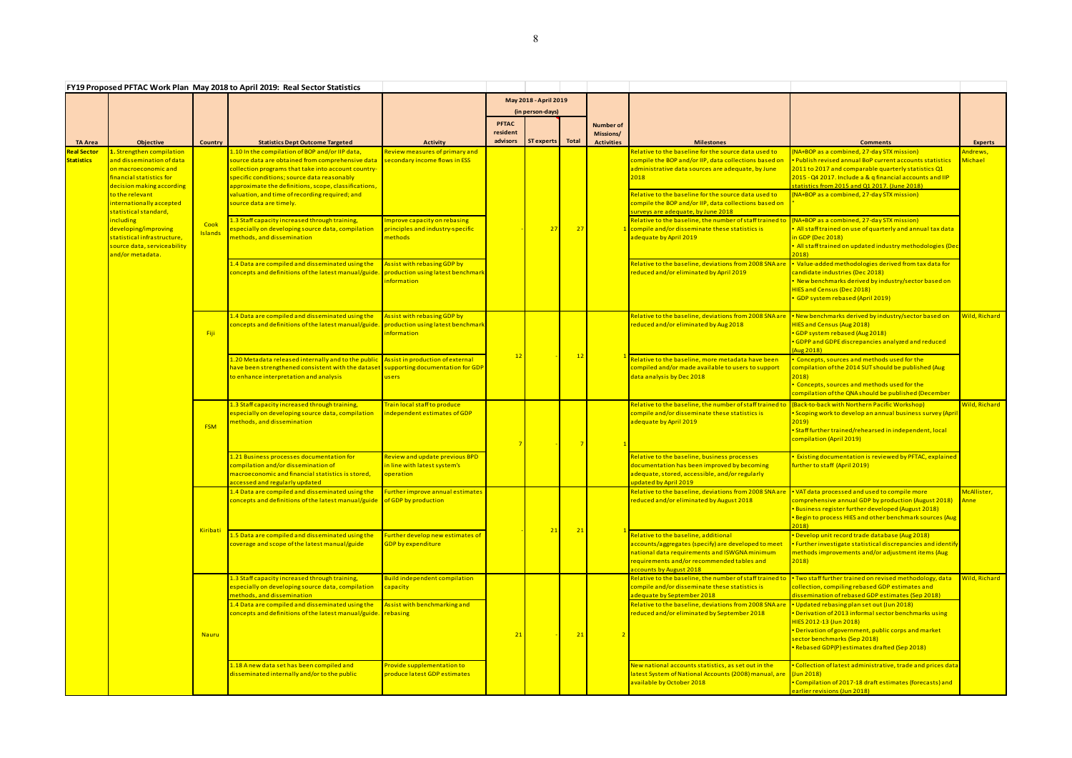**FY19 Proposed PFTAC Work Plan May 2018 to April 2019: Real Sector Statistics**

| TA Area | Objective | Country | Statistics Dept Outcome Targeted | Activity | May 2018 - April 2019 (in person-days) PFTAC resident advisors | ST experts | Total | Number of Missions/ Activities | Milestones | Comments | Experts |
|---|---|---|---|---|---|---|---|---|---|---|---|
| Real Sector Statistics | 1. Strengthen compilation and dissemination of data on macroeconomic and financial statistics for decision making according to the relevant internationally accepted statistical standard, including developing/improving statistical infrastructure, source data, serviceability and/or metadata. | Cook Islands | 1.10 In the compilation of BOP and/or IIP data, source data are obtained from comprehensive data collection programs that take into account country-specific conditions; source data reasonably approximate the definitions, scope, classifications, valuation, and time of recording required; and source data are timely. | Review measures of primary and secondary income flows in ESS | - | 27 | 27 | 1 | Relative to the baseline for the source data used to compile the BOP and/or IIP, data collections based on administrative data sources are adequate, by June 2018 | (NA+BOP as a combined, 27-day STX mission) • Publish revised annual BoP current accounts statistics 2011 to 2017 and comparable quarterly statistics Q1 2015 - Q4 2017. Include a & q financial accounts and IIP statistics from 2015 and Q1 2017. (June 2018) | Andrews, Michael |
| | | | | | | | | | Relative to the baseline for the source data used to compile the BOP and/or IIP, data collections based on surveys are adequate, by June 2018 | (NA+BOP as a combined, 27-day STX mission) " | |
| | | | 1.3 Staff capacity increased through training, especially on developing source data, compilation methods, and dissemination | Improve capacity on rebasing principles and industry-specific methods | | | | | Relative to the baseline, the number of staff trained to compile and/or disseminate these statistics is adequate by April 2019 | (NA+BOP as a combined, 27-day STX mission) • All staff trained on use of quarterly and annual tax data in GDP (Dec 2018) • All staff trained on updated industry methodologies (Dec 2018) | |
| | | | 1.4 Data are compiled and disseminated using the concepts and definitions of the latest manual/guide. | Assist with rebasing GDP by production using latest benchmark information | | | | | Relative to the baseline, deviations from 2008 SNA are reduced and/or eliminated by April 2019 | • Value-added methodologies derived from tax data for candidate industries (Dec 2018) • New benchmarks derived by industry/sector based on HIES and Census (Dec 2018) • GDP system rebased (April 2019) | |
| | | Fiji | 1.4 Data are compiled and disseminated using the concepts and definitions of the latest manual/guide. | Assist with rebasing GDP by production using latest benchmark information | 12 | - | 12 | 1 | Relative to the baseline, deviations from 2008 SNA are reduced and/or eliminated by Aug 2018 | • New benchmarks derived by industry/sector based on HIES and Census (Aug 2018) • GDP system rebased (Aug 2018) • GDPP and GDPE discrepancies analyzed and reduced (Aug 2018) | Wild, Richard |
| | | | 1.20 Metadata released internally and to the public have been strengthened consistent with the dataset to enhance interpretation and analysis | Assist in production of external supporting documentation for GDP users | | | | | Relative to the baseline, more metadata have been compiled and/or made available to users to support data analysis by Dec 2018 | • Concepts, sources and methods used for the compilation of the 2014 SUT should be published (Aug 2018) • Concepts, sources and methods used for the compilation of the QNA should be published (December | |
| | | FSM | 1.3 Staff capacity increased through training, especially on developing source data, compilation methods, and dissemination | Train local staff to produce independent estimates of GDP | 7 | - | 7 | 1 | Relative to the baseline, the number of staff trained to compile and/or disseminate these statistics is adequate by April 2019 | (Back-to-back with Northern Pacific Workshop) • Scoping work to develop an annual business survey (April 2019) • Staff further trained/rehearsed in independent, local compilation (April 2019) | Wild, Richard |
| | | | 1.21 Business processes documentation for compilation and/or dissemination of macroeconomic and financial statistics is stored, accessed and regularly updated | Review and update previous BPD in line with latest system's operation | | | | | Relative to the baseline, business processes documentation has been improved by becoming adequate, stored, accessible, and/or regularly updated by April 2019 | • Existing documentation is reviewed by PFTAC, explained further to staff (April 2019) | |
| | | Kiribati | 1.4 Data are compiled and disseminated using the concepts and definitions of the latest manual/guide | Further improve annual estimates of GDP by production | | 21 | 21 | 1 | Relative to the baseline, deviations from 2008 SNA are reduced and/or eliminated by August 2018 | • VAT data processed and used to compile more comprehensive annual GDP by production (August 2018) • Business register further developed (August 2018) • Begin to process HIES and other benchmark sources (Aug 2018) | McAllister, Anne |
| | | | 1.5 Data are compiled and disseminated using the coverage and scope of the latest manual/guide | Further develop new estimates of GDP by expenditure | | | | | Relative to the baseline, additional accounts/aggregates (specify) are developed to meet national data requirements and ISWGNA minimum requirements and/or recommended tables and accounts by August 2018 | • Develop unit record trade database (Aug 2018) • Further investigate statistical discrepancies and identify methods improvements and/or adjustment items (Aug 2018) | |
| | | Nauru | 1.3 Staff capacity increased through training, especially on developing source data, compilation methods, and dissemination | Build independent compilation capacity | 21 | - | 21 | 2 | Relative to the baseline, the number of staff trained to compile and/or disseminate these statistics is adequate by September 2018 | • Two staff further trained on revised methodology, data collection, compiling rebased GDP estimates and dissemination of rebased GDP estimates (Sep 2018) | Wild, Richard |
| | | | 1.4 Data are compiled and disseminated using the concepts and definitions of the latest manual/guide. | Assist with benchmarking and rebasing | | | | | Relative to the baseline, deviations from 2008 SNA are reduced and/or eliminated by September 2018 | • Updated rebasing plan set out (Jun 2018) • Derivation of 2013 informal sector benchmarks using HIES 2012-13 (Jun 2018) • Derivation of government, public corps and market sector benchmarks (Sep 2018) • Rebased GDP(P) estimates drafted (Sep 2018) | |
| | | | 1.18 A new data set has been compiled and disseminated internally and/or to the public | Provide supplementation to produce latest GDP estimates | | | | | New national accounts statistics, as set out in the latest System of National Accounts (2008) manual, are available by October 2018 | • Collection of latest administrative, trade and prices data (Jun 2018) • Compilation of 2017-18 draft estimates (forecasts) and earlier revisions (Jun 2018) | |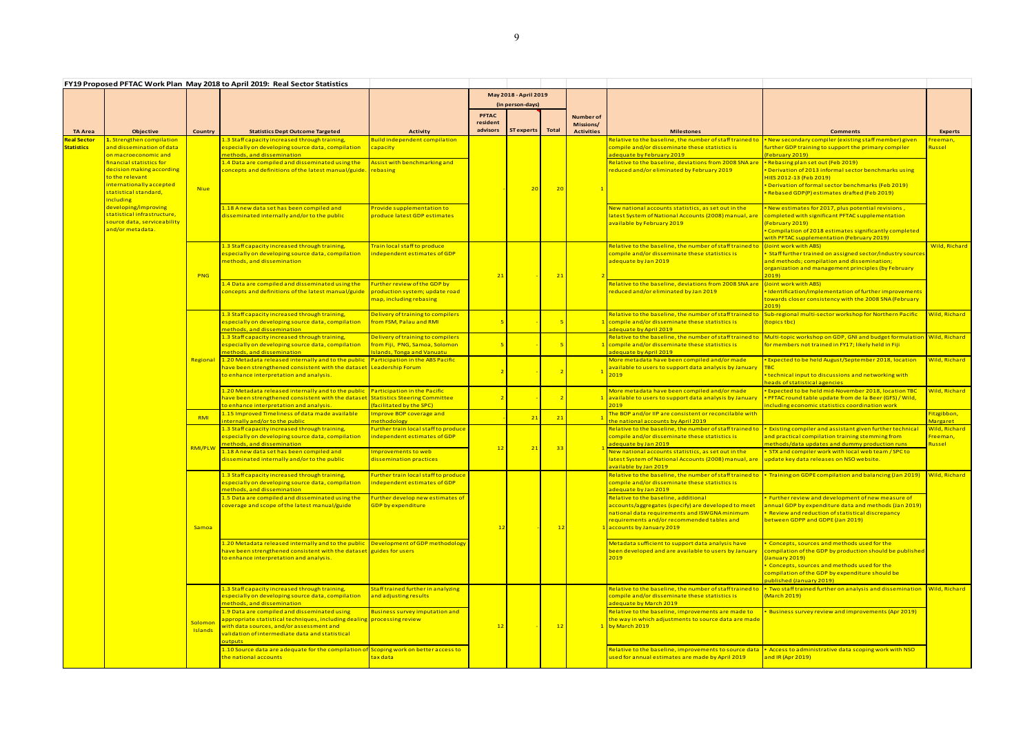**FY19 Proposed PFTAC Work Plan May 2018 to April 2019: Real Sector Statistics**

| TA Area | Objective | Country | Statistics Dept Outcome Targeted | Activity | May 2018 - April 2019 (in person-days) PFTAC resident advisors | ST experts | Total | Number of Missions/ Activities | Milestones | Comments | Experts |
|---|---|---|---|---|---|---|---|---|---|---|---|
| Real Sector Statistics | 1. Strengthen compilation and dissemination of data on macroeconomic and financial statistics for decision making according to the relevant internationally accepted statistical standard, including developing/improving statistical infrastructure, source data, serviceability and/or metadata. | Niue | 1.3 Staff capacity increased through training, especially on developing source data, compilation methods, and dissemination | Build independent compilation capacity | - | 20 | 20 | 1 | Relative to the baseline, the number of staff trained to compile and/or disseminate these statistics is adequate by February 2019 | • New secondary compiler (existing staff member) given further GDP training to support the primary compiler (February 2019) | Freeman, Russel |
| | | | 1.4 Data are compiled and disseminated using the concepts and definitions of the latest manual/guide. | Assist with benchmarking and rebasing | | | | | Relative to the baseline, deviations from 2008 SNA are reduced and/or eliminated by February 2019 | • Rebasing plan set out (Feb 2019)<br>• Derivation of 2013 informal sector benchmarks using HIES 2012-13 (Feb 2019)<br>• Derivation of formal sector benchmarks (Feb 2019)<br>• Rebased GDP(P) estimates drafted (Feb 2019) | |
| | | | 1.18 A new data set has been compiled and disseminated internally and/or to the public | Provide supplementation to produce latest GDP estimates | | | | | New national accounts statistics, as set out in the latest System of National Accounts (2008) manual, are available by February 2019 | • New estimates for 2017, plus potential revisions, completed with significant PFTAC supplementation (February 2019)<br>• Compilation of 2018 estimates significantly completed with PFTAC supplementation (February 2019) | |
| | | PNG | 1.3 Staff capacity increased through training, especially on developing source data, compilation methods, and dissemination | Train local staff to produce independent estimates of GDP | 21 | - | 21 | 2 | Relative to the baseline, the number of staff trained to compile and/or disseminate these statistics is adequate by Jan 2019 | (Joint work with ABS)<br>• Staff further trained on assigned sector/industry sources and methods; compilation and dissemination; organization and management principles (by February 2019) | Wild, Richard |
| | | | 1.4 Data are compiled and disseminated using the concepts and definitions of the latest manual/guide | Further review of the GDP by production system; update road map, including rebasing | | | | | Relative to the baseline, deviations from 2008 SNA are reduced and/or eliminated by Jan 2019 | (Joint work with ABS)<br>• Identification/implementation of further improvements towards closer consistency with the 2008 SNA (February 2019) | |
| | | Regional | 1.3 Staff capacity increased through training, especially on developing source data, compilation methods, and dissemination | Delivery of training to compilers from FSM, Palau and RMI | 5 | - | 5 | 1 | Relative to the baseline, the number of staff trained to compile and/or disseminate these statistics is adequate by April 2019 | Sub-regional multi-sector workshop for Northern Pacific (topics tbc) | Wild, Richard |
| | | | 1.3 Staff capacity increased through training, especially on developing source data, compilation methods, and dissemination | Delivery of training to compilers from Fiji, PNG, Samoa, Solomon Islands, Tonga and Vanuatu | 5 | - | 5 | 1 | Relative to the baseline, the number of staff trained to compile and/or disseminate these statistics is adequate by April 2019 | Multi-topic workshop on GDP, GNI and budget formulation for members not trained in FY17; likely held in Fiji | Wild, Richard |
| | | | 1.20 Metadata released internally and to the public have been strengthened consistent with the dataset to enhance interpretation and analysis. | Participation in the ABS Pacific Leadership Forum | 2 | - | 2 | 1 | More metadata have been compiled and/or made available to users to support data analysis by January 2019 | • Expected to be held August/September 2018, location TBC<br>• technical input to discussions and networking with heads of statistical agencies | Wild, Richard |
| | | | 1.20 Metadata released internally and to the public have been strengthened consistent with the dataset to enhance interpretation and analysis. | Participation in the Pacific Statistics Steering Committee (facilitated by the SPC) | 2 | - | 2 | 1 | More metadata have been compiled and/or made available to users to support data analysis by January 2019 | • Expected to be held mid-November 2018, location TBC<br>• PFTAC round table update from de la Beer (GFS) / Wild, including economic statistics coordination work | Wild, Richard |
| | | RMI | 1.15 Improved Timeliness of data made available internally and/or to the public | Improve BOP coverage and methodology | - | 21 | 21 | 1 | The BOP and/or IIP are consistent or reconcilable with the national accounts by April 2019 | | Fitzgibbon, Margaret |
| | | RMI/PLW | 1.3 Staff capacity increased through training, especially on developing source data, compilation methods, and dissemination | Further train local staff to produce independent estimates of GDP | 12 | 21 | 33 | 1 | Relative to the baseline, the number of staff trained to compile and/or disseminate these statistics is adequate by Jan 2019 | • Existing compiler and assistant given further technical and practical compilation training stemming from methods/data updates and dummy production runs | Wild, Richard Freeman, Russel |
| | | | 1.18 A new data set has been compiled and disseminated internally and/or to the public | Improvements to web dissemination practices | | | | | New national accounts statistics, as set out in the latest System of National Accounts (2008) manual, are available by Jan 2019 | • STX and compiler work with local web team / SPC to update key data releases on NSO website. | |
| | | Samoa | 1.3 Staff capacity increased through training, especially on developing source data, compilation methods, and dissemination | Further train local staff to produce independent estimates of GDP | 12 | - | 12 | 1 | Relative to the baseline, the number of staff trained to compile and/or disseminate these statistics is adequate by Jan 2019 | • Training on GDPE compilation and balancing (Jan 2019) | Wild, Richard |
| | | | 1.5 Data are compiled and disseminated using the coverage and scope of the latest manual/guide | Further develop new estimates of GDP by expenditure | | | | | Relative to the baseline, additional accounts/aggregates (specify) are developed to meet national data requirements and ISWGNA minimum requirements and/or recommended tables and accounts by January 2019 | • Further review and development of new measure of annual GDP by expenditure data and methods (Jan 2019)<br>• Review and reduction of statistical discrepancy between GDPP and GDPE (Jan 2019) | |
| | | | 1.20 Metadata released internally and to the public have been strengthened consistent with the dataset to enhance interpretation and analysis. | Development of GDP methodology guides for users | | | | | Metadata sufficient to support data analysis have been developed and are available to users by January 2019 | • Concepts, sources and methods used for the compilation of the GDP by production should be published (January 2019)<br>• Concepts, sources and methods used for the compilation of the GDP by expenditure should be published (January 2019) | |
| | | Solomon Islands | 1.3 Staff capacity increased through training, especially on developing source data, compilation methods, and dissemination | Staff trained further in analyzing and adjusting results | 12 | - | 12 | 1 | Relative to the baseline, the number of staff trained to compile and/or disseminate these statistics is adequate by March 2019 | • Two staff trained further on analysis and dissemination (March 2019) | Wild, Richard |
| | | | 1.9 Data are compiled and disseminated using appropriate statistical techniques, including dealing with data sources, and/or assessment and validation of intermediate data and statistical outputs | Business survey imputation and processing review | | | | | Relative to the baseline, improvements are made to the way in which adjustments to source data are made by March 2019 | • Business survey review and improvements (Apr 2019) | |
| | | | 1.10 Source data are adequate for the compilation of the national accounts | Scoping work on better access to tax data | | | | | Relative to the baseline, improvements to source data used for annual estimates are made by April 2019 | • Access to administrative data scoping work with NSO and IR (Apr 2019) | |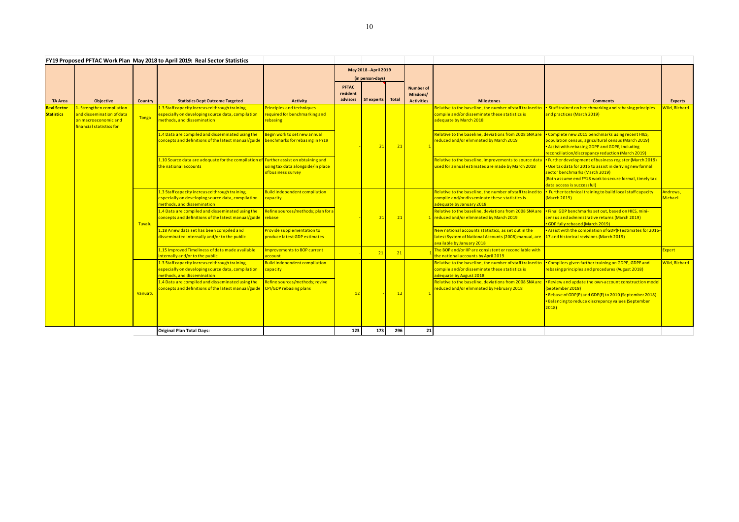**FY19 Proposed PFTAC Work Plan May 2018 to April 2019: Real Sector Statistics**

| TA Area | Objective | Country | Statistics Dept Outcome Targeted | Activity | May 2018 - April 2019 (in person-days) PFTAC resident advisors | ST experts | Total | Number of Missions/ Activities | Milestones | Comments | Experts |
|---|---|---|---|---|---|---|---|---|---|---|---|
| Real Sector Statistics | 1. Strengthen compilation and dissemination of data on macroeconomic and financial statistics for | Tonga | 1.3 Staff capacity increased through training, especially on developing source data, compilation methods, and dissemination | Principles and techniques required for benchmarking and rebasing | | | | | Relative to the baseline, the number of staff trained to compile and/or disseminate these statistics is adequate by March 2018 | • Staff trained on benchmarking and rebasing principles and practices (March 2019) | Wild, Richard |
| | | | 1.4 Data are compiled and disseminated using the concepts and definitions of the latest manual/guide | Begin work to set new annual benchmarks for rebasing in FY19 | - | 21 | 21 | 1 | Relative to the baseline, deviations from 2008 SNA are reduced and/or eliminated by March 2019 | • Complete new 2015 benchmarks using recent HIES, population census, agricultural census (March 2019) • Assist with rebasing GDPP and GDPE, including reconciliation/discrepancy reduction (March 2019) | |
| | | | 1.10 Source data are adequate for the compilation of the national accounts | Further assist on obtaining and using tax data alongside/in place of business survey | | | | | Relative to the baseline, improvements to source data used for annual estimates are made by March 2018 | • Further development of business register (March 2019) • Use tax data for 2015 to assist in deriving new formal sector benchmarks (March 2019) (Both assume end FY18 work to secure formal, timely tax data access is successful) | |
| | | Tuvalu | 1.3 Staff capacity increased through training, especially on developing source data, compilation methods, and dissemination | Build independent compilation capacity | | | | | Relative to the baseline, the number of staff trained to compile and/or disseminate these statistics is adequate by January 2018 | • Further technical training to build local staff capacity (March 2019) | Andrews, Michael |
| | | | 1.4 Data are compiled and disseminated using the concepts and definitions of the latest manual/guide | Refine sources/methods; plan for a rebase | - | 21 | 21 | 1 | Relative to the baseline, deviations from 2008 SNA are reduced and/or eliminated by March 2019 | • Final GDP benchmarks set out, based on HIES, mini-census and administrative returns (March 2019) • GDP fully rebased (March 2019) | |
| | | | 1.18 A new data set has been compiled and disseminated internally and/or to the public | Provide supplementation to produce latest GDP estimates | | | | | New national accounts statistics, as set out in the latest System of National Accounts (2008) manual, are available by January 2018 | • Assist with the compilation of GDP(P) estimates for 2016-17 and historical revisions (March 2019) | |
| | | | 1.15 Improved Timeliness of data made available internally and/or to the public | Improvements to BOP current account | - | 21 | 21 | 1 | The BOP and/or IIP are consistent or reconcilable with the national accounts by April 2019 | | Expert |
| | | Vanuatu | 1.3 Staff capacity increased through training, especially on developing source data, compilation methods, and dissemination | Build independent compilation capacity | | | | | Relative to the baseline, the number of staff trained to compile and/or disseminate these statistics is adequate by August 2018 | • Compilers given further training on GDPP, GDPE and rebasing principles and procedures (August 2018) | Wild, Richard |
| | | | 1.4 Data are compiled and disseminated using the concepts and definitions of the latest manual/guide | Refine sources/methods; revive CPI/GDP rebasing plans | 12 | - | 12 | 1 | Relative to the baseline, deviations from 2008 SNA are reduced and/or eliminated by February 2018 | • Review and update the own-account construction model (September 2018) • Rebase of GDP(P) and GDP(E) to 2010 (September 2018) • Balancing to reduce discrepancy values (September 2018) | |
| | | | **Original Plan Total Days:** | | 123 | 173 | 296 | 21 | | | |